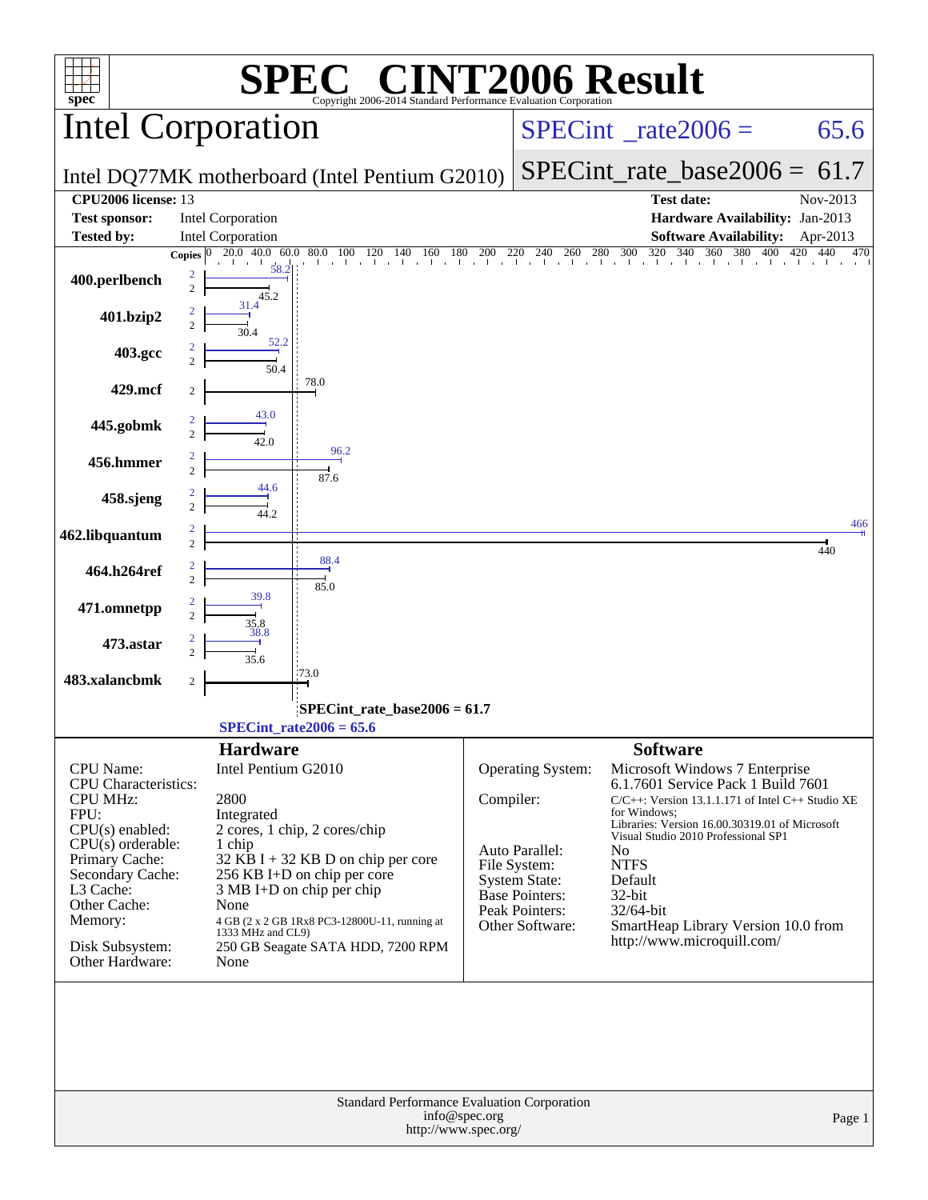# SPEC CINT2006 Result

Copyright 2006-2014 Standard Performance Evaluation Corporation

## Intel Corporation

Intel DQ77MK motherboard (Intel Pentium G2010)

SPECint_rate2006 = 65.6

SPECint_rate_base2006 = 61.7

| | | | |
|---|---|---|---|
| **CPU2006 license:** 13 | | **Test date:** | Nov-2013 |
| **Test sponsor:** | Intel Corporation | **Hardware Availability:** | Jan-2013 |
| **Tested by:** | Intel Corporation | **Software Availability:** | Apr-2013 |

| Benchmark | Copies (peak) | Peak | Copies (base) | Base |
|---|---|---|---|---|
| 400.perlbench | 2 | 58.2 | 2 | 45.2 |
| 401.bzip2 | 2 | 31.4 | 2 | 30.4 |
| 403.gcc | 2 | 52.2 | 2 | 50.4 |
| 429.mcf | | | 2 | 78.0 |
| 445.gobmk | 2 | 43.0 | 2 | 42.0 |
| 456.hmmer | 2 | 96.2 | 2 | 87.6 |
| 458.sjeng | 2 | 44.6 | 2 | 44.2 |
| 462.libquantum | 2 | 466 | 2 | 440 |
| 464.h264ref | 2 | 88.4 | 2 | 85.0 |
| 471.omnetpp | 2 | 39.8 | 2 | 35.8 |
| 473.astar | 2 | 38.8 | 2 | 35.6 |
| 483.xalancbmk | | | 2 | 73.0 |

SPECint_rate_base2006 = 61.7

SPECint_rate2006 = 65.6

## Hardware

| | |
|---|---|
| CPU Name: | Intel Pentium G2010 |
| CPU Characteristics: | |
| CPU MHz: | 2800 |
| FPU: | Integrated |
| CPU(s) enabled: | 2 cores, 1 chip, 2 cores/chip |
| CPU(s) orderable: | 1 chip |
| Primary Cache: | 32 KB I + 32 KB D on chip per core |
| Secondary Cache: | 256 KB I+D on chip per core |
| L3 Cache: | 3 MB I+D on chip per chip |
| Other Cache: | None |
| Memory: | 4 GB (2 x 2 GB 1Rx8 PC3-12800U-11, running at 1333 MHz and CL9) |
| Disk Subsystem: | 250 GB Seagate SATA HDD, 7200 RPM |
| Other Hardware: | None |

## Software

| | |
|---|---|
| Operating System: | Microsoft Windows 7 Enterprise 6.1.7601 Service Pack 1 Build 7601 |
| Compiler: | C/C++: Version 13.1.1.171 of Intel C++ Studio XE for Windows; Libraries: Version 16.00.30319.01 of Microsoft Visual Studio 2010 Professional SP1 |
| Auto Parallel: | No |
| File System: | NTFS |
| System State: | Default |
| Base Pointers: | 32-bit |
| Peak Pointers: | 32/64-bit |
| Other Software: | SmartHeap Library Version 10.0 from http://www.microquill.com/ |

Standard Performance Evaluation Corporation
info@spec.org
http://www.spec.org/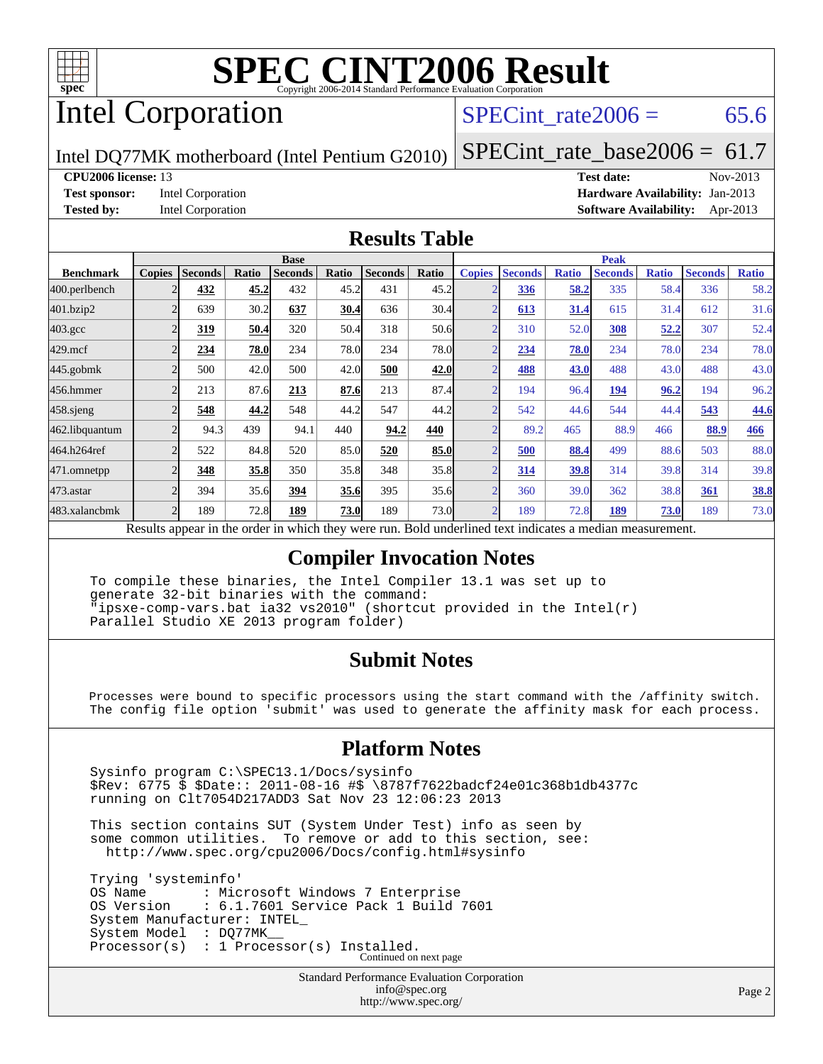# SPEC CINT2006 Result

Copyright 2006-2014 Standard Performance Evaluation Corporation

# Intel Corporation

Intel DQ77MK motherboard (Intel Pentium G2010)

SPECint_rate2006 = 65.6

SPECint_rate_base2006 = 61.7

**CPU2006 license:** 13
**Test sponsor:** Intel Corporation
**Tested by:** Intel Corporation

**Test date:** Nov-2013
**Hardware Availability:** Jan-2013
**Software Availability:** Apr-2013

## Results Table

| Benchmark | Base | | | | | | | Peak | | | | | | |
|---|---|---|---|---|---|---|---|---|---|---|---|---|---|---|
| | Copies | Seconds | Ratio | Seconds | Ratio | Seconds | Ratio | Copies | Seconds | Ratio | Seconds | Ratio | Seconds | Ratio |
| 400.perlbench | 2 | **432** | **45.2** | 432 | 45.2 | 431 | 45.2 | 2 | **336** | **58.2** | 335 | 58.4 | 336 | 58.2 |
| 401.bzip2 | 2 | 639 | 30.2 | **637** | **30.4** | 636 | 30.4 | 2 | **613** | **31.4** | 615 | 31.4 | 612 | 31.6 |
| 403.gcc | 2 | **319** | **50.4** | 320 | 50.4 | 318 | 50.6 | 2 | 310 | 52.0 | **308** | **52.2** | 307 | 52.4 |
| 429.mcf | 2 | **234** | **78.0** | 234 | 78.0 | 234 | 78.0 | 2 | **234** | **78.0** | 234 | 78.0 | 234 | 78.0 |
| 445.gobmk | 2 | 500 | 42.0 | 500 | 42.0 | **500** | **42.0** | 2 | **488** | **43.0** | 488 | 43.0 | 488 | 43.0 |
| 456.hmmer | 2 | 213 | 87.6 | **213** | **87.6** | 213 | 87.4 | 2 | 194 | 96.4 | **194** | **96.2** | 194 | 96.2 |
| 458.sjeng | 2 | **548** | **44.2** | 548 | 44.2 | 547 | 44.2 | 2 | 542 | 44.6 | 544 | 44.4 | **543** | **44.6** |
| 462.libquantum | 2 | 94.3 | 439 | 94.1 | 440 | **94.2** | **440** | 2 | 89.2 | 465 | 88.9 | 466 | **88.9** | **466** |
| 464.h264ref | 2 | 522 | 84.8 | 520 | 85.0 | **520** | **85.0** | 2 | **500** | **88.4** | 499 | 88.6 | 503 | 88.0 |
| 471.omnetpp | 2 | **348** | **35.8** | 350 | 35.8 | 348 | 35.8 | 2 | **314** | **39.8** | 314 | 39.8 | 314 | 39.8 |
| 473.astar | 2 | 394 | 35.6 | **394** | **35.6** | 395 | 35.6 | 2 | 360 | 39.0 | 362 | 38.8 | **361** | **38.8** |
| 483.xalancbmk | 2 | 189 | 72.8 | **189** | **73.0** | 189 | 73.0 | 2 | 189 | 72.8 | **189** | **73.0** | 189 | 73.0 |

Results appear in the order in which they were run. Bold underlined text indicates a median measurement.

## Compiler Invocation Notes

```
To compile these binaries, the Intel Compiler 13.1 was set up to
generate 32-bit binaries with the command:
"ipsxe-comp-vars.bat ia32 vs2010" (shortcut provided in the Intel(r)
Parallel Studio XE 2013 program folder)
```

## Submit Notes

```
Processes were bound to specific processors using the start command with the /affinity switch.
The config file option 'submit' was used to generate the affinity mask for each process.
```

## Platform Notes

```
Sysinfo program C:\SPEC13.1/Docs/sysinfo
$Rev: 6775 $ $Date:: 2011-08-16 #$ \8787f7622badcf24e01c368b1db4377c
running on Clt7054D217ADD3 Sat Nov 23 12:06:23 2013

This section contains SUT (System Under Test) info as seen by
some common utilities.  To remove or add to this section, see:
  http://www.spec.org/cpu2006/Docs/config.html#sysinfo

Trying 'systeminfo'
OS Name       : Microsoft Windows 7 Enterprise
OS Version    : 6.1.7601 Service Pack 1 Build 7601
System Manufacturer: INTEL_
System Model  : DQ77MK__
Processor(s)  : 1 Processor(s) Installed.
```

Continued on next page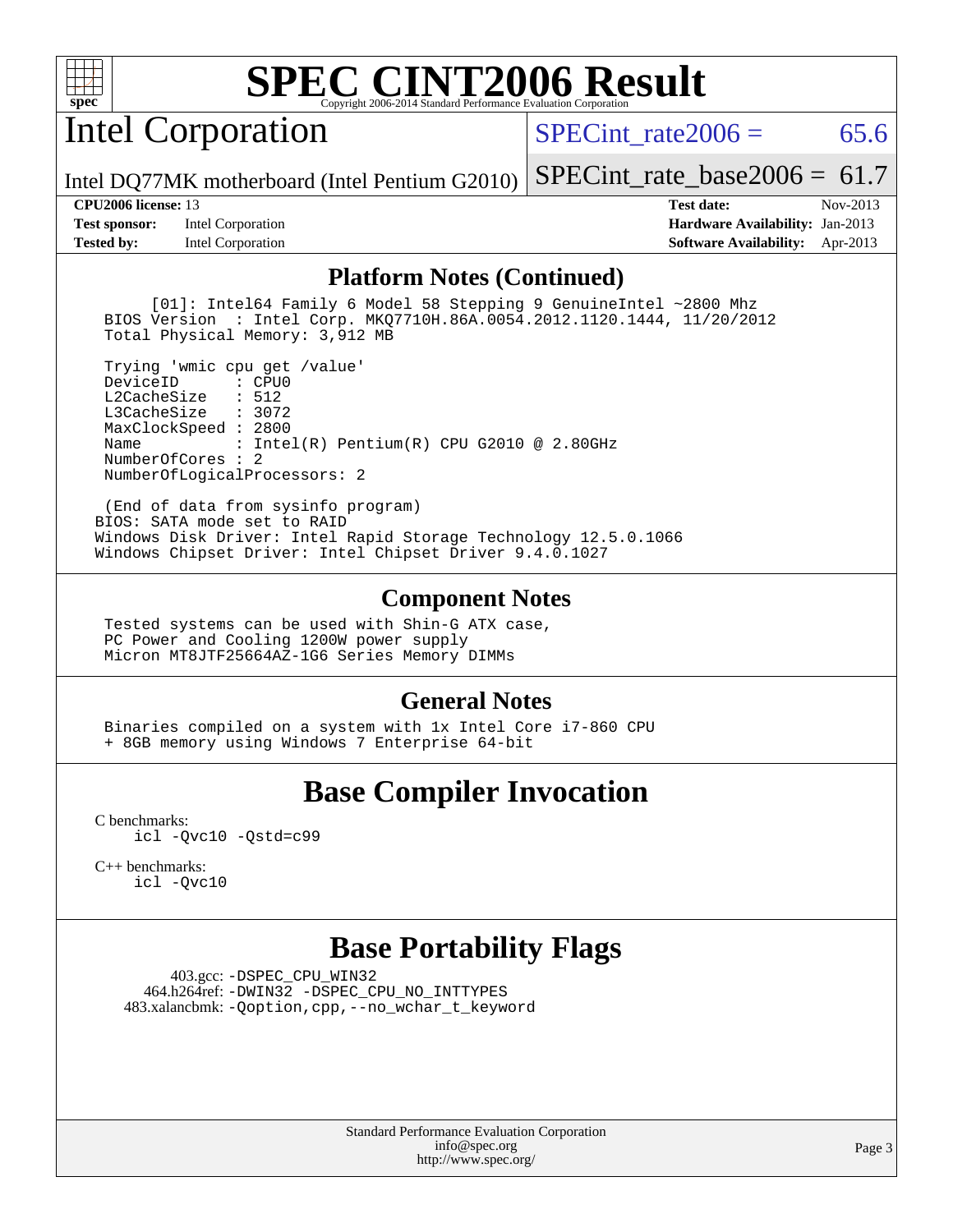# SPEC CINT2006 Result

## Intel Corporation

Intel DQ77MK motherboard (Intel Pentium G2010)

SPECint_rate2006 = 65.6

SPECint_rate_base2006 = 61.7

**CPU2006 license:** 13
**Test sponsor:** Intel Corporation
**Tested by:** Intel Corporation

**Test date:** Nov-2013
**Hardware Availability:** Jan-2013
**Software Availability:** Apr-2013

### Platform Notes (Continued)

```
      [01]: Intel64 Family 6 Model 58 Stepping 9 GenuineIntel ~2800 Mhz
  BIOS Version  : Intel Corp. MKQ7710H.86A.0054.2012.1120.1444, 11/20/2012
  Total Physical Memory: 3,912 MB

  Trying 'wmic cpu get /value'
  DeviceID       : CPU0
  L2CacheSize    : 512
  L3CacheSize    : 3072
  MaxClockSpeed : 2800
  Name           : Intel(R) Pentium(R) CPU G2010 @ 2.80GHz
  NumberOfCores : 2
  NumberOfLogicalProcessors: 2

 (End of data from sysinfo program)
BIOS: SATA mode set to RAID
Windows Disk Driver: Intel Rapid Storage Technology 12.5.0.1066
Windows Chipset Driver: Intel Chipset Driver 9.4.0.1027
```

### Component Notes

```
  Tested systems can be used with Shin-G ATX case,
  PC Power and Cooling 1200W power supply
  Micron MT8JTF25664AZ-1G6 Series Memory DIMMs
```

### General Notes

```
  Binaries compiled on a system with 1x Intel Core i7-860 CPU
  + 8GB memory using Windows 7 Enterprise 64-bit
```

## Base Compiler Invocation

C benchmarks:
    icl -Qvc10 -Qstd=c99

C++ benchmarks:
    icl -Qvc10

## Base Portability Flags

403.gcc: -DSPEC_CPU_WIN32
464.h264ref: -DWIN32 -DSPEC_CPU_NO_INTTYPES
483.xalancbmk: -Qoption,cpp,--no_wchar_t_keyword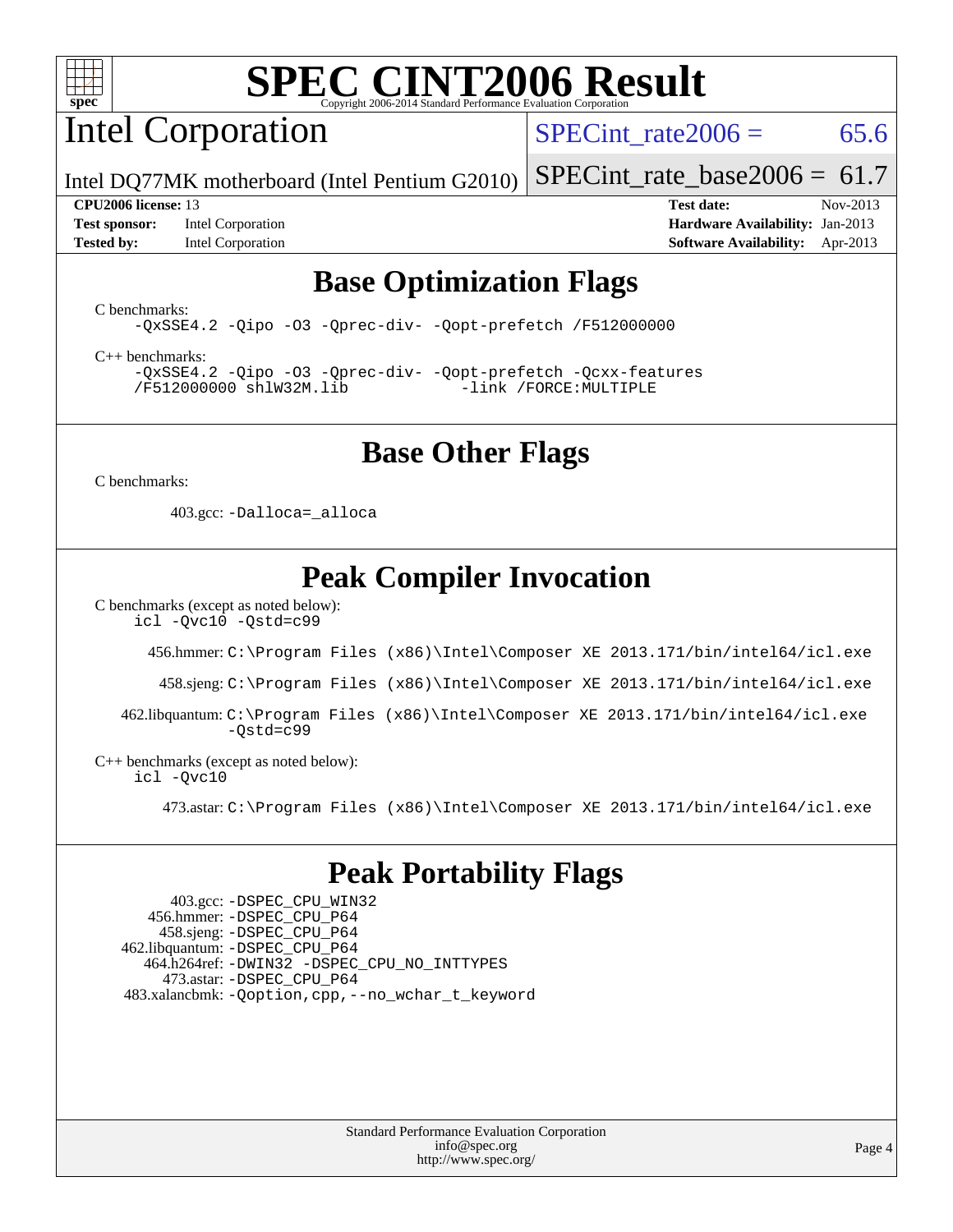# SPEC CINT2006 Result

Copyright 2006-2014 Standard Performance Evaluation Corporation

## Intel Corporation

Intel DQ77MK motherboard (Intel Pentium G2010)

SPECint_rate2006 = 65.6

SPECint_rate_base2006 = 61.7

**CPU2006 license:** 13
**Test sponsor:** Intel Corporation
**Tested by:** Intel Corporation

**Test date:** Nov-2013
**Hardware Availability:** Jan-2013
**Software Availability:** Apr-2013

## Base Optimization Flags

C benchmarks:

```
-QxSSE4.2 -Qipo -O3 -Qprec-div- -Qopt-prefetch /F512000000
```

C++ benchmarks:

```
-QxSSE4.2 -Qipo -O3 -Qprec-div- -Qopt-prefetch -Qcxx-features
/F512000000 shlW32M.lib -link /FORCE:MULTIPLE
```

## Base Other Flags

C benchmarks:

403.gcc: `-Dalloca=_alloca`

## Peak Compiler Invocation

C benchmarks (except as noted below):

```
icl -Qvc10 -Qstd=c99
```

456.hmmer: `C:\Program Files (x86)\Intel\Composer XE 2013.171/bin/intel64/icl.exe`

458.sjeng: `C:\Program Files (x86)\Intel\Composer XE 2013.171/bin/intel64/icl.exe`

462.libquantum: `C:\Program Files (x86)\Intel\Composer XE 2013.171/bin/intel64/icl.exe -Qstd=c99`

C++ benchmarks (except as noted below):

```
icl -Qvc10
```

473.astar: `C:\Program Files (x86)\Intel\Composer XE 2013.171/bin/intel64/icl.exe`

## Peak Portability Flags

403.gcc: `-DSPEC_CPU_WIN32`
456.hmmer: `-DSPEC_CPU_P64`
458.sjeng: `-DSPEC_CPU_P64`
462.libquantum: `-DSPEC_CPU_P64`
464.h264ref: `-DWIN32 -DSPEC_CPU_NO_INTTYPES`
473.astar: `-DSPEC_CPU_P64`
483.xalancbmk: `-Qoption,cpp,--no_wchar_t_keyword`

Standard Performance Evaluation Corporation
info@spec.org
http://www.spec.org/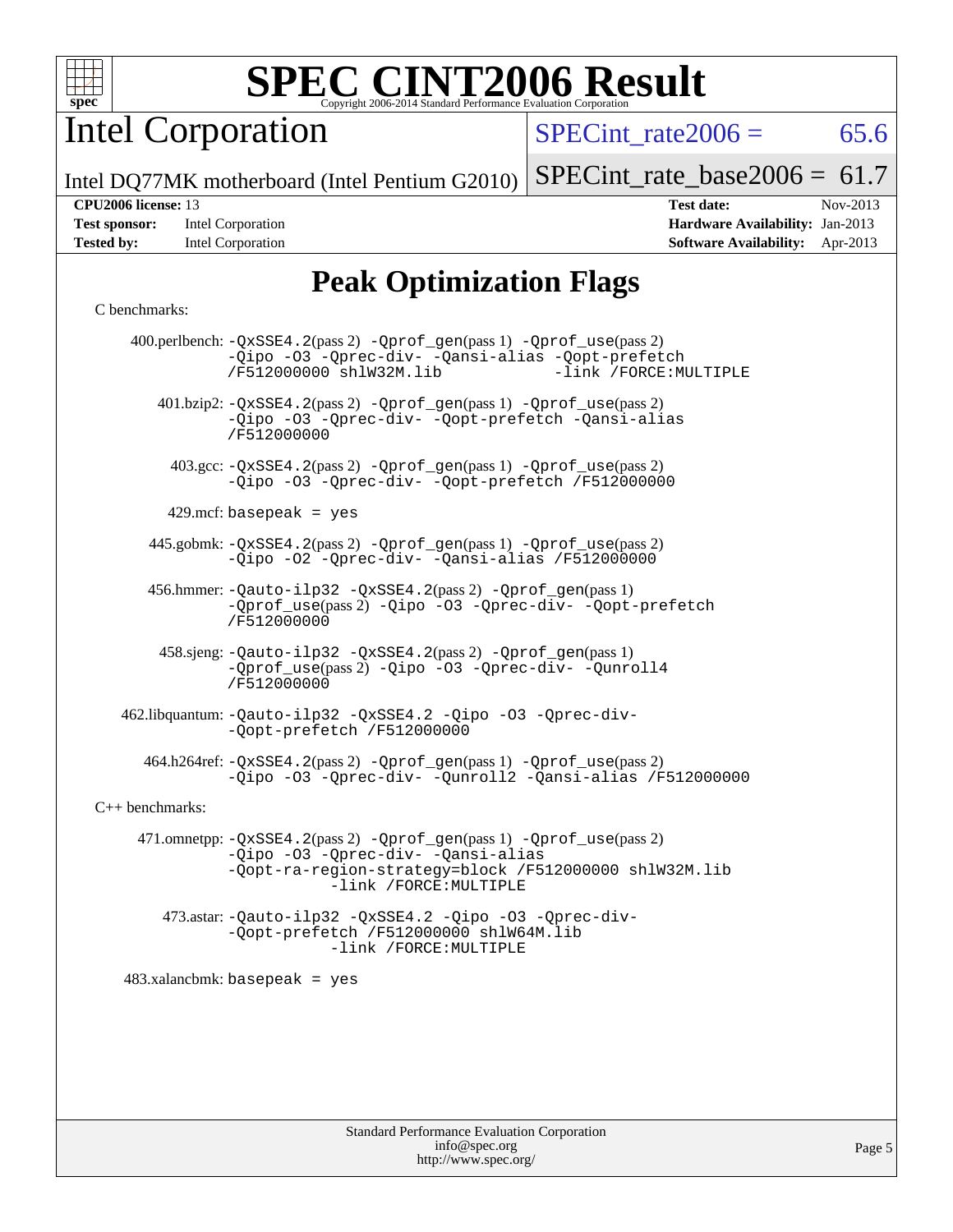# SPEC CINT2006 Result

Copyright 2006-2014 Standard Performance Evaluation Corporation

## Intel Corporation

Intel DQ77MK motherboard (Intel Pentium G2010)

SPECint_rate2006 = 65.6

SPECint_rate_base2006 = 61.7

**CPU2006 license:** 13
**Test sponsor:** Intel Corporation
**Tested by:** Intel Corporation

**Test date:** Nov-2013
**Hardware Availability:** Jan-2013
**Software Availability:** Apr-2013

## Peak Optimization Flags

C benchmarks:

400.perlbench: -QxSSE4.2(pass 2) -Qprof_gen(pass 1) -Qprof_use(pass 2) -Qipo -O3 -Qprec-div- -Qansi-alias -Qopt-prefetch /F512000000 shlW32M.lib -link /FORCE:MULTIPLE

401.bzip2: -QxSSE4.2(pass 2) -Qprof_gen(pass 1) -Qprof_use(pass 2) -Qipo -O3 -Qprec-div- -Qopt-prefetch -Qansi-alias /F512000000

403.gcc: -QxSSE4.2(pass 2) -Qprof_gen(pass 1) -Qprof_use(pass 2) -Qipo -O3 -Qprec-div- -Qopt-prefetch /F512000000

429.mcf: basepeak = yes

445.gobmk: -QxSSE4.2(pass 2) -Qprof_gen(pass 1) -Qprof_use(pass 2) -Qipo -O2 -Qprec-div- -Qansi-alias /F512000000

456.hmmer: -Qauto-ilp32 -QxSSE4.2(pass 2) -Qprof_gen(pass 1) -Qprof_use(pass 2) -Qipo -O3 -Qprec-div- -Qopt-prefetch /F512000000

458.sjeng: -Qauto-ilp32 -QxSSE4.2(pass 2) -Qprof_gen(pass 1) -Qprof_use(pass 2) -Qipo -O3 -Qprec-div- -Qunroll4 /F512000000

462.libquantum: -Qauto-ilp32 -QxSSE4.2 -Qipo -O3 -Qprec-div- -Qopt-prefetch /F512000000

464.h264ref: -QxSSE4.2(pass 2) -Qprof_gen(pass 1) -Qprof_use(pass 2) -Qipo -O3 -Qprec-div- -Qunroll2 -Qansi-alias /F512000000

C++ benchmarks:

471.omnetpp: -QxSSE4.2(pass 2) -Qprof_gen(pass 1) -Qprof_use(pass 2) -Qipo -O3 -Qprec-div- -Qansi-alias -Qopt-ra-region-strategy=block /F512000000 shlW32M.lib -link /FORCE:MULTIPLE

473.astar: -Qauto-ilp32 -QxSSE4.2 -Qipo -O3 -Qprec-div- -Qopt-prefetch /F512000000 shlW64M.lib -link /FORCE:MULTIPLE

483.xalancbmk: basepeak = yes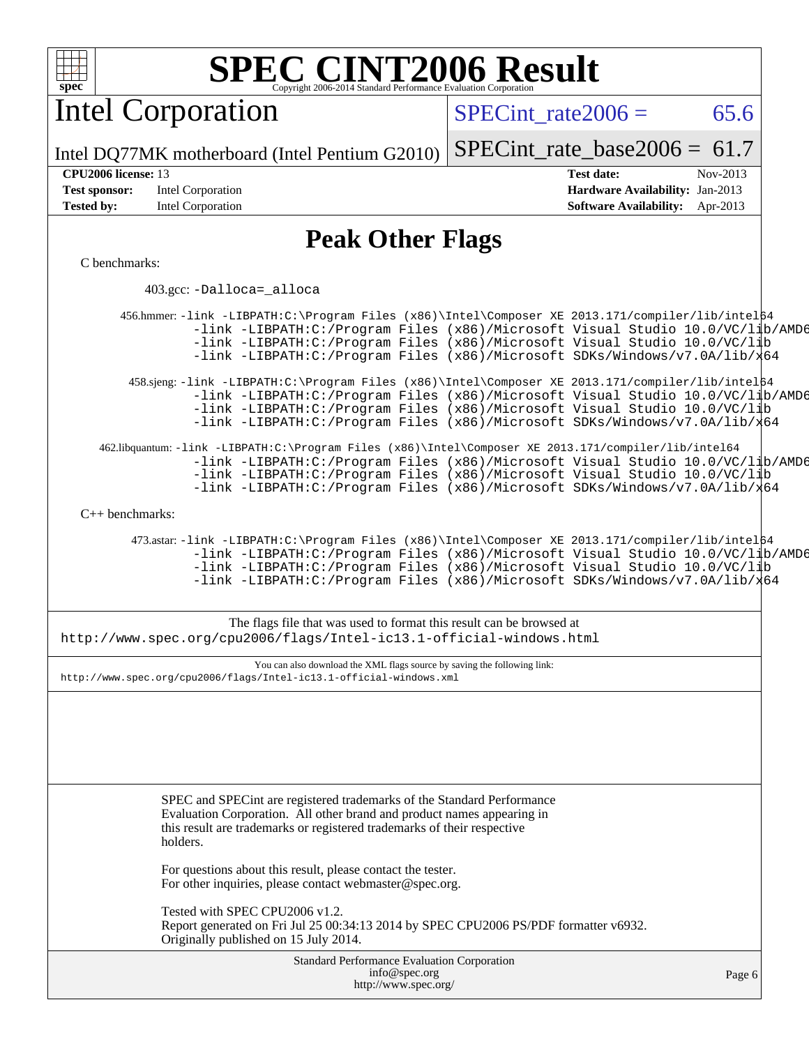# Peak Other Flags

C benchmarks:

403.gcc: -Dalloca=_alloca

456.hmmer: -link -LIBPATH:C:\Program Files (x86)\Intel\Composer XE 2013.171/compiler/lib/intel64
-link -LIBPATH:C:/Program Files (x86)/Microsoft Visual Studio 10.0/VC/lib/AMD64
-link -LIBPATH:C:/Program Files (x86)/Microsoft Visual Studio 10.0/VC/lib
-link -LIBPATH:C:/Program Files (x86)/Microsoft SDKs/Windows/v7.0A/lib/x64

458.sjeng: -link -LIBPATH:C:\Program Files (x86)\Intel\Composer XE 2013.171/compiler/lib/intel64
-link -LIBPATH:C:/Program Files (x86)/Microsoft Visual Studio 10.0/VC/lib/AMD64
-link -LIBPATH:C:/Program Files (x86)/Microsoft Visual Studio 10.0/VC/lib
-link -LIBPATH:C:/Program Files (x86)/Microsoft SDKs/Windows/v7.0A/lib/x64

462.libquantum: -link -LIBPATH:C:\Program Files (x86)\Intel\Composer XE 2013.171/compiler/lib/intel64
-link -LIBPATH:C:/Program Files (x86)/Microsoft Visual Studio 10.0/VC/lib/AMD64
-link -LIBPATH:C:/Program Files (x86)/Microsoft Visual Studio 10.0/VC/lib
-link -LIBPATH:C:/Program Files (x86)/Microsoft SDKs/Windows/v7.0A/lib/x64

C++ benchmarks:

473.astar: -link -LIBPATH:C:\Program Files (x86)\Intel\Composer XE 2013.171/compiler/lib/intel64
-link -LIBPATH:C:/Program Files (x86)/Microsoft Visual Studio 10.0/VC/lib/AMD64
-link -LIBPATH:C:/Program Files (x86)/Microsoft Visual Studio 10.0/VC/lib
-link -LIBPATH:C:/Program Files (x86)/Microsoft SDKs/Windows/v7.0A/lib/x64

The flags file that was used to format this result can be browsed at
http://www.spec.org/cpu2006/flags/Intel-ic13.1-official-windows.html

You can also download the XML flags source by saving the following link:
http://www.spec.org/cpu2006/flags/Intel-ic13.1-official-windows.xml

SPEC and SPECint are registered trademarks of the Standard Performance Evaluation Corporation. All other brand and product names appearing in this result are trademarks or registered trademarks of their respective holders.

For questions about this result, please contact the tester.
For other inquiries, please contact webmaster@spec.org.

Tested with SPEC CPU2006 v1.2.
Report generated on Fri Jul 25 00:34:13 2014 by SPEC CPU2006 PS/PDF formatter v6932.
Originally published on 15 July 2014.